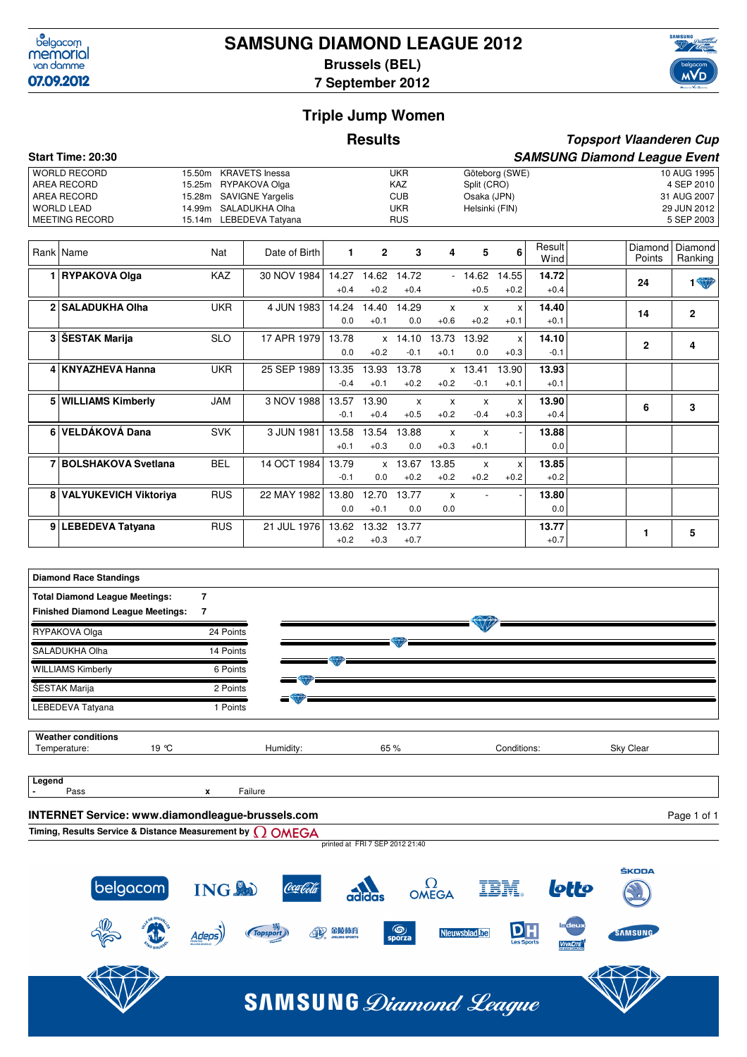# SAMSUNG DIAMOND LEAGUE 2012

**Brussels (BEL)**

**7 September 2012**

belgacom memorial van damme 07.09.2012

## Triple Jump Women

### Results

***Topsport Vlaanderen Cup***

***SAMSUNG Diamond League Event***

**Start Time: 20:30**

| | | | | | |
|---|---|---|---|---|---|
| WORLD RECORD | 15.50m | KRAVETS Inessa | UKR | Göteborg (SWE) | 10 AUG 1995 |
| AREA RECORD | 15.25m | RYPAKOVA Olga | KAZ | Split (CRO) | 4 SEP 2010 |
| AREA RECORD | 15.28m | SAVIGNE Yargelis | CUB | Osaka (JPN) | 31 AUG 2007 |
| WORLD LEAD | 14.99m | SALADUKHA Olha | UKR | Helsinki (FIN) | 29 JUN 2012 |
| MEETING RECORD | 15.14m | LEBEDEVA Tatyana | RUS | | 5 SEP 2003 |

| Rank | Name | Nat | Date of Birth | 1 | 2 | 3 | 4 | 5 | 6 | Result Wind | Diamond Points | Diamond Ranking |
|---|---|---|---|---|---|---|---|---|---|---|---|---|
| 1 | **RYPAKOVA Olga** | KAZ | 30 NOV 1984 | 14.27 +0.4 | 14.62 +0.2 | 14.72 +0.4 | - | 14.62 +0.5 | 14.55 +0.2 | **14.72** +0.4 | **24** | **1** |
| 2 | **SALADUKHA Olha** | UKR | 4 JUN 1983 | 14.24 0.0 | 14.40 +0.1 | 14.29 0.0 | x +0.6 | x +0.2 | x +0.1 | **14.40** +0.1 | **14** | **2** |
| 3 | **ŠESTAK Marija** | SLO | 17 APR 1979 | 13.78 0.0 | x +0.2 | 14.10 -0.1 | 13.73 +0.1 | 13.92 0.0 | x +0.3 | **14.10** -0.1 | **2** | **4** |
| 4 | **KNYAZHEVA Hanna** | UKR | 25 SEP 1989 | 13.35 -0.4 | 13.93 +0.1 | 13.78 +0.2 | x +0.2 | 13.41 -0.1 | 13.90 +0.1 | **13.93** +0.1 | | |
| 5 | **WILLIAMS Kimberly** | JAM | 3 NOV 1988 | 13.57 -0.1 | 13.90 +0.4 | x +0.5 | x +0.2 | x -0.4 | x +0.3 | **13.90** +0.4 | **6** | **3** |
| 6 | **VELDÁKOVÁ Dana** | SVK | 3 JUN 1981 | 13.58 +0.1 | 13.54 +0.3 | 13.88 0.0 | x +0.3 | x +0.1 | - | **13.88** 0.0 | | |
| 7 | **BOLSHAKOVA Svetlana** | BEL | 14 OCT 1984 | 13.79 -0.1 | x 0.0 | 13.67 +0.2 | 13.85 +0.2 | x +0.2 | x +0.2 | **13.85** +0.2 | | |
| 8 | **VALYUKEVICH Viktoriya** | RUS | 22 MAY 1982 | 13.80 0.0 | 12.70 +0.1 | 13.77 0.0 | x 0.0 | - | - | **13.80** 0.0 | | |
| 9 | **LEBEDEVA Tatyana** | RUS | 21 JUL 1976 | 13.62 +0.2 | 13.32 +0.3 | 13.77 +0.7 | | | | **13.77** +0.7 | **1** | **5** |

**Diamond Race Standings**

**Total Diamond League Meetings:** 7
**Finished Diamond League Meetings:** 7

| Athlete | Points |
|---|---|
| RYPAKOVA Olga | 24 Points |
| SALADUKHA Olha | 14 Points |
| WILLIAMS Kimberly | 6 Points |
| ŠESTAK Marija | 2 Points |
| LEBEDEVA Tatyana | 1 Points |

**Weather conditions**

Temperature: 19 °C | Humidity: 65 % | Conditions: Sky Clear

**Legend**

- Pass
x Failure

**INTERNET Service: www.diamondleague-brussels.com**

**Timing, Results Service & Distance Measurement by** OMEGA

printed at FRI 7 SEP 2012 21:40

SAMSUNG Diamond League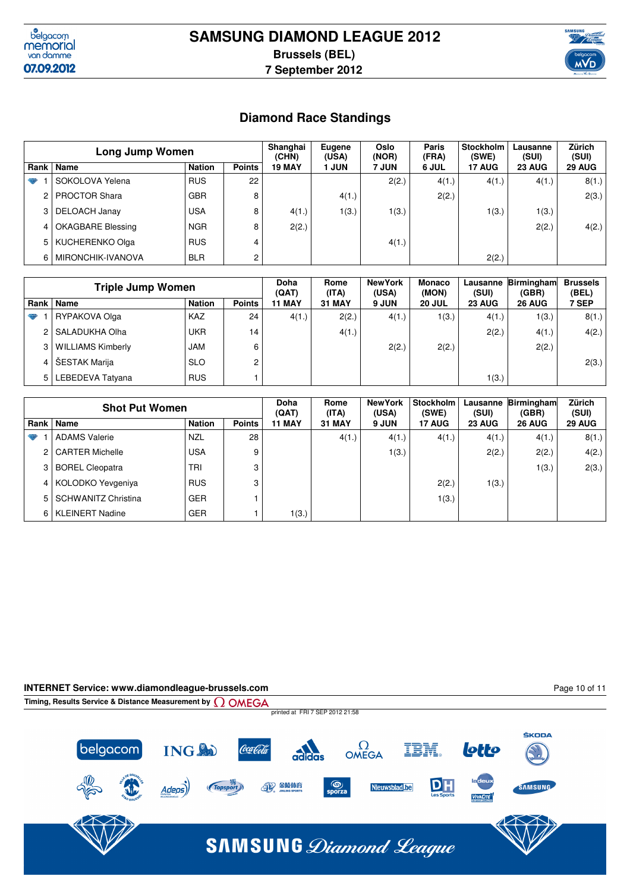# SAMSUNG DIAMOND LEAGUE 2012

**Brussels (BEL)**

**7 September 2012**

## Diamond Race Standings

| Long Jump Women | | | | Shanghai (CHN) | Eugene (USA) | Oslo (NOR) | Paris (FRA) | Stockholm (SWE) | Lausanne (SUI) | Zürich (SUI) |
|---|---|---|---|---|---|---|---|---|---|---|
| Rank | Name | Nation | Points | 19 MAY | 1 JUN | 7 JUN | 6 JUL | 17 AUG | 23 AUG | 29 AUG |
| 1 | SOKOLOVA Yelena | RUS | 22 | | | 2(2.) | 4(1.) | 4(1.) | 4(1.) | 8(1.) |
| 2 | PROCTOR Shara | GBR | 8 | | 4(1.) | | 2(2.) | | | 2(3.) |
| 3 | DELOACH Janay | USA | 8 | 4(1.) | 1(3.) | 1(3.) | | 1(3.) | 1(3.) | |
| 4 | OKAGBARE Blessing | NGR | 8 | 2(2.) | | | | | 2(2.) | 4(2.) |
| 5 | KUCHERENKO Olga | RUS | 4 | | | 4(1.) | | | | |
| 6 | MIRONCHIK-IVANOVA | BLR | 2 | | | | | 2(2.) | | |

| Triple Jump Women | | | | Doha (QAT) | Rome (ITA) | NewYork (USA) | Monaco (MON) | Lausanne (SUI) | Birmingham (GBR) | Brussels (BEL) |
|---|---|---|---|---|---|---|---|---|---|---|
| Rank | Name | Nation | Points | 11 MAY | 31 MAY | 9 JUN | 20 JUL | 23 AUG | 26 AUG | 7 SEP |
| 1 | RYPAKOVA Olga | KAZ | 24 | 4(1.) | 2(2.) | 4(1.) | 1(3.) | 4(1.) | 1(3.) | 8(1.) |
| 2 | SALADUKHA Olha | UKR | 14 | | 4(1.) | | | 2(2.) | 4(1.) | 4(2.) |
| 3 | WILLIAMS Kimberly | JAM | 6 | | | 2(2.) | 2(2.) | | 2(2.) | |
| 4 | ŠESTAK Marija | SLO | 2 | | | | | | | 2(3.) |
| 5 | LEBEDEVA Tatyana | RUS | 1 | | | | | 1(3.) | | |

| Shot Put Women | | | | Doha (QAT) | Rome (ITA) | NewYork (USA) | Stockholm (SWE) | Lausanne (SUI) | Birmingham (GBR) | Zürich (SUI) |
|---|---|---|---|---|---|---|---|---|---|---|
| Rank | Name | Nation | Points | 11 MAY | 31 MAY | 9 JUN | 17 AUG | 23 AUG | 26 AUG | 29 AUG |
| 1 | ADAMS Valerie | NZL | 28 | | 4(1.) | 4(1.) | 4(1.) | 4(1.) | 4(1.) | 8(1.) |
| 2 | CARTER Michelle | USA | 9 | | | 1(3.) | | 2(2.) | 2(2.) | 4(2.) |
| 3 | BOREL Cleopatra | TRI | 3 | | | | | | 1(3.) | 2(3.) |
| 4 | KOLODKO Yevgeniya | RUS | 3 | | | | 2(2.) | 1(3.) | | |
| 5 | SCHWANITZ Christina | GER | 1 | | | | 1(3.) | | | |
| 6 | KLEINERT Nadine | GER | 1 | 1(3.) | | | | | | |

INTERNET Service: www.diamondleague-brussels.com

Timing, Results Service & Distance Measurement by OMEGA

printed at FRI 7 SEP 2012 21:58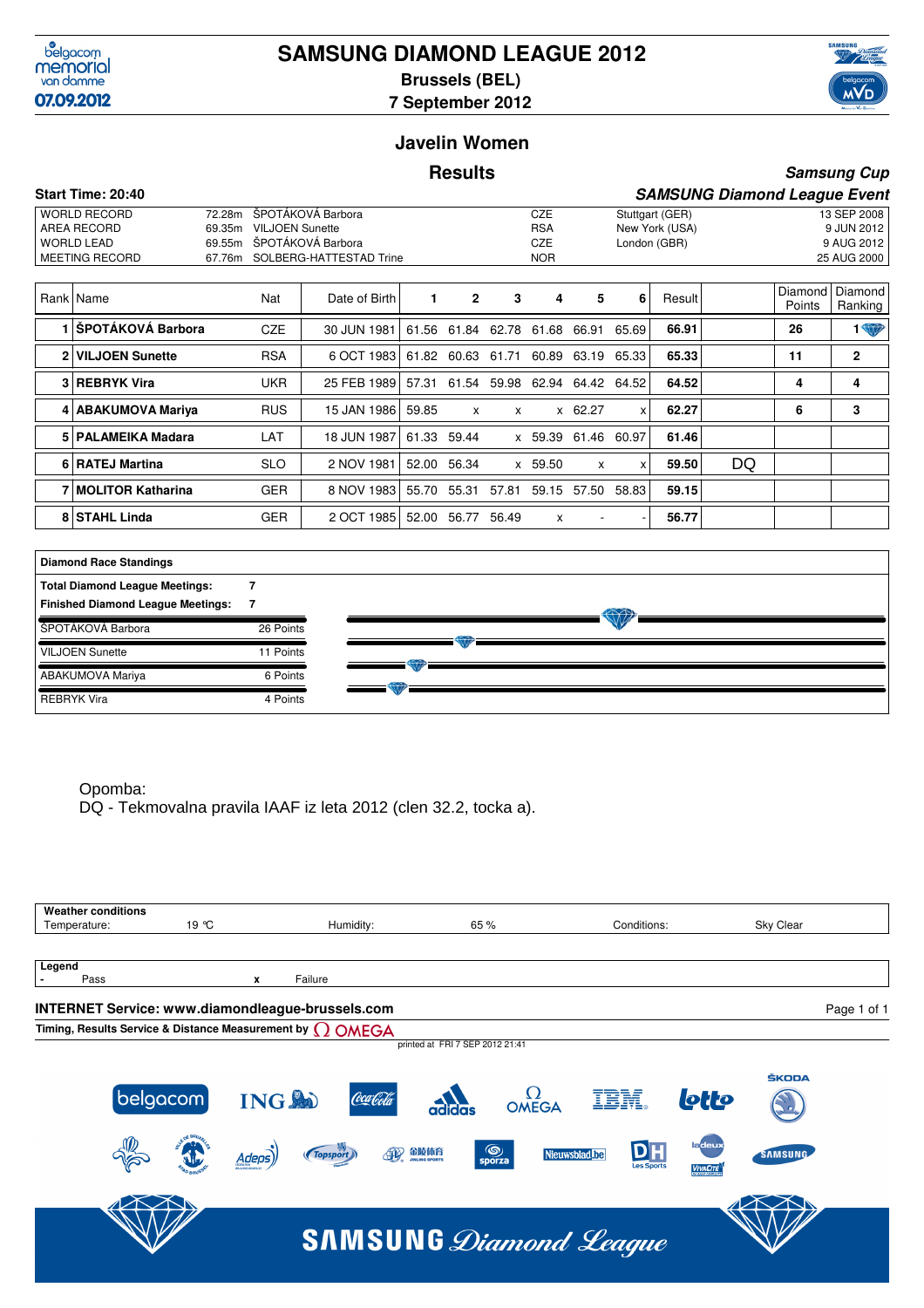# SAMSUNG DIAMOND LEAGUE 2012

**Brussels (BEL)**

**7 September 2012**

## Javelin Women

### Results

***Samsung Cup***

**Start Time: 20:40**

***SAMSUNG Diamond League Event***

| | | | | | |
|---|---|---|---|---|---|
| WORLD RECORD | 72.28m | ŠPOTÁKOVÁ Barbora | CZE | Stuttgart (GER) | 13 SEP 2008 |
| AREA RECORD | 69.35m | VILJOEN Sunette | RSA | New York (USA) | 9 JUN 2012 |
| WORLD LEAD | 69.55m | ŠPOTÁKOVÁ Barbora | CZE | London (GBR) | 9 AUG 2012 |
| MEETING RECORD | 67.76m | SOLBERG-HATTESTAD Trine | NOR | | 25 AUG 2000 |

| Rank | Name | Nat | Date of Birth | 1 | 2 | 3 | 4 | 5 | 6 | Result | | Diamond Points | Diamond Ranking |
|---|---|---|---|---|---|---|---|---|---|---|---|---|---|
| 1 | **ŠPOTÁKOVÁ Barbora** | CZE | 30 JUN 1981 | 61.56 | 61.84 | 62.78 | 61.68 | 66.91 | 65.69 | **66.91** | | **26** | **1** |
| 2 | **VILJOEN Sunette** | RSA | 6 OCT 1983 | 61.82 | 60.63 | 61.71 | 60.89 | 63.19 | 65.33 | **65.33** | | **11** | **2** |
| 3 | **REBRYK Vira** | UKR | 25 FEB 1989 | 57.31 | 61.54 | 59.98 | 62.94 | 64.42 | 64.52 | **64.52** | | **4** | **4** |
| 4 | **ABAKUMOVA Mariya** | RUS | 15 JAN 1986 | 59.85 | x | x | x | 62.27 | x | **62.27** | | **6** | **3** |
| 5 | **PALAMEIKA Madara** | LAT | 18 JUN 1987 | 61.33 | 59.44 | x | 59.39 | 61.46 | 60.97 | **61.46** | | | |
| 6 | **RATEJ Martina** | SLO | 2 NOV 1981 | 52.00 | 56.34 | x | 59.50 | x | x | **59.50** | DQ | | |
| 7 | **MOLITOR Katharina** | GER | 8 NOV 1983 | 55.70 | 55.31 | 57.81 | 59.15 | 57.50 | 58.83 | **59.15** | | | |
| 8 | **STAHL Linda** | GER | 2 OCT 1985 | 52.00 | 56.77 | 56.49 | x | - | - | **56.77** | | | |

**Diamond Race Standings**

**Total Diamond League Meetings:** 7

**Finished Diamond League Meetings:** 7

| | |
|---|---|
| ŠPOTÁKOVÁ Barbora | 26 Points |
| VILJOEN Sunette | 11 Points |
| ABAKUMOVA Mariya | 6 Points |
| REBRYK Vira | 4 Points |

Opomba:
DQ - Tekmovalna pravila IAAF iz leta 2012 (clen 32.2, tocka a).

**Weather conditions**

| | | | | | |
|---|---|---|---|---|---|
| Temperature: | 19 °C | Humidity: | 65 % | Conditions: | Sky Clear |

**Legend**

- Pass   x Failure

**INTERNET Service: www.diamondleague-brussels.com**

**Timing, Results Service & Distance Measurement by OMEGA**

printed at FRI 7 SEP 2012 21:41